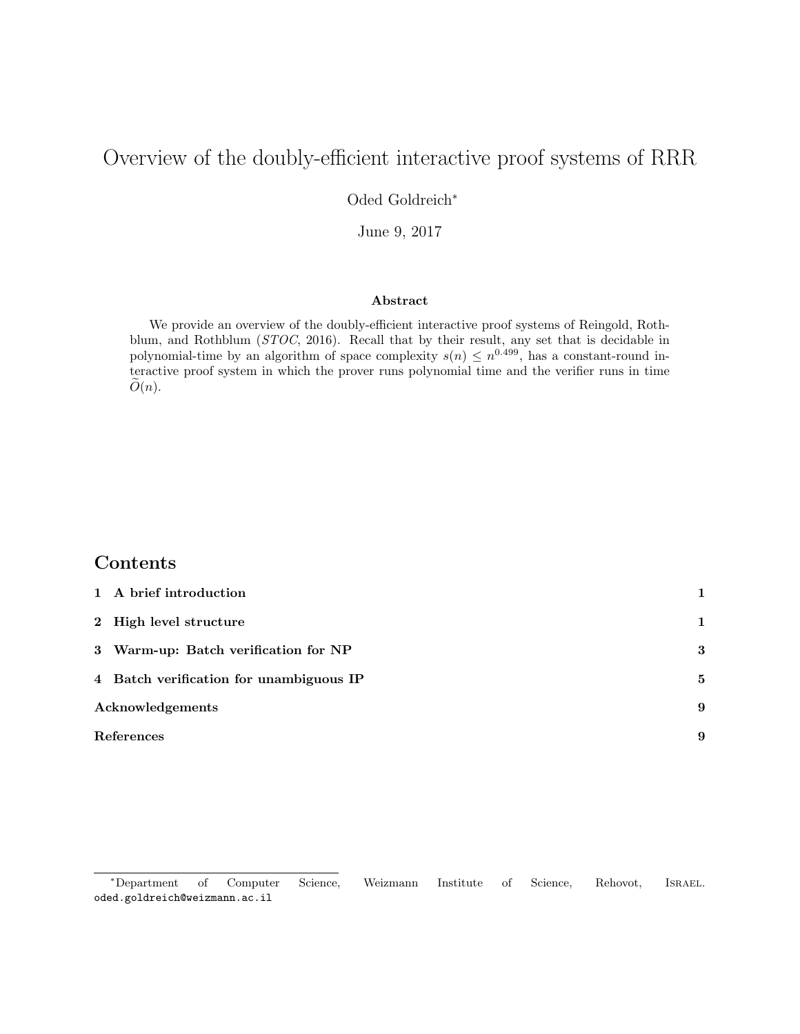# Overview of the doubly-efficient interactive proof systems of RRR

Oded Goldreich*

June 9, 2017

## Abstract

We provide an overview of the doubly-efficient interactive proof systems of Reingold, Rothblum, and Rothblum (*STOC*, 2016). Recall that by their result, any set that is decidable in polynomial-time by an algorithm of space complexity $s(n) \leq n^{0.499}$, has a constant-round interactive proof system in which the prover runs polynomial time and the verifier runs in time $\widetilde{O}(n)$.

## Contents

| | |
|---|---|
| **1 A brief introduction** | **1** |
| **2 High level structure** | **1** |
| **3 Warm-up: Batch verification for NP** | **3** |
| **4 Batch verification for unambiguous IP** | **5** |
| **Acknowledgements** | **9** |
| **References** | **9** |

---

*Department of Computer Science, Weizmann Institute of Science, Rehovot, Israel. oded.goldreich@weizmann.ac.il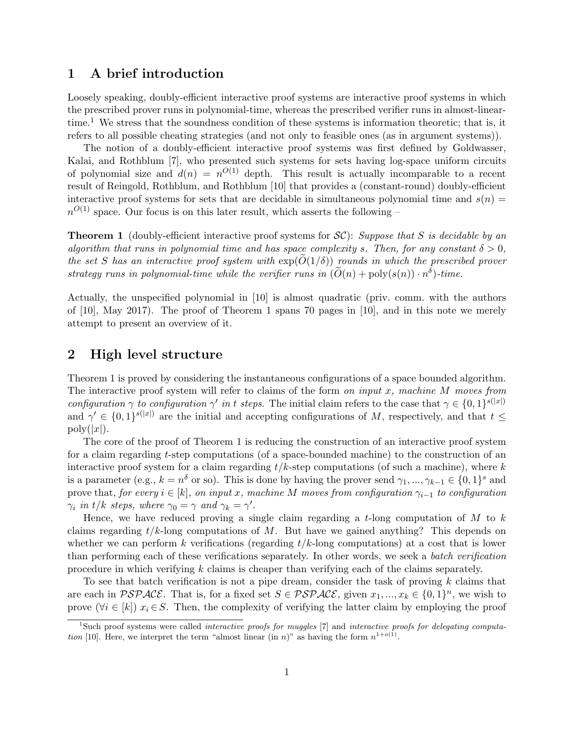## 1 A brief introduction

Loosely speaking, doubly-efficient interactive proof systems are interactive proof systems in which the prescribed prover runs in polynomial-time, whereas the prescribed verifier runs in almost-linear-time.[1] We stress that the soundness condition of these systems is information theoretic; that is, it refers to all possible cheating strategies (and not only to feasible ones (as in argument systems)).

The notion of a doubly-efficient interactive proof systems was first defined by Goldwasser, Kalai, and Rothblum [7], who presented such systems for sets having log-space uniform circuits of polynomial size and $d(n) = n^{O(1)}$ depth. This result is actually incomparable to a recent result of Reingold, Rothblum, and Rothblum [10] that provides a (constant-round) doubly-efficient interactive proof systems for sets that are decidable in simultaneous polynomial time and $s(n) = n^{O(1)}$ space. Our focus is on this later result, which asserts the following –

**Theorem 1** (doubly-efficient interactive proof systems for $\mathcal{SC}$): *Suppose that $S$ is decidable by an algorithm that runs in polynomial time and has space complexity $s$. Then, for any constant $\delta > 0$, the set $S$ has an interactive proof system with $\exp(\widetilde{O}(1/\delta))$ rounds in which the prescribed prover strategy runs in polynomial-time while the verifier runs in $(\widetilde{O}(n) + \mathrm{poly}(s(n)) \cdot n^{\delta})$-time.*

Actually, the unspecified polynomial in [10] is almost quadratic (priv. comm. with the authors of [10], May 2017). The proof of Theorem 1 spans 70 pages in [10], and in this note we merely attempt to present an overview of it.

## 2 High level structure

Theorem 1 is proved by considering the instantaneous configurations of a space bounded algorithm. The interactive proof system will refer to claims of the form *on input $x$, machine $M$ moves from configuration $\gamma$ to configuration $\gamma'$ in $t$ steps.* The initial claim refers to the case that $\gamma \in \{0,1\}^{s(|x|)}$ and $\gamma' \in \{0,1\}^{s(|x|)}$ are the initial and accepting configurations of $M$, respectively, and that $t \leq \mathrm{poly}(|x|)$.

The core of the proof of Theorem 1 is reducing the construction of an interactive proof system for a claim regarding $t$-step computations (of a space-bounded machine) to the construction of an interactive proof system for a claim regarding $t/k$-step computations (of such a machine), where $k$ is a parameter (e.g., $k = n^{\delta}$ or so). This is done by having the prover send $\gamma_1, ..., \gamma_{k-1} \in \{0,1\}^s$ and prove that, *for every $i \in [k]$, on input $x$, machine $M$ moves from configuration $\gamma_{i-1}$ to configuration $\gamma_i$ in $t/k$ steps, where $\gamma_0 = \gamma$ and $\gamma_k = \gamma'$.*

Hence, we have reduced proving a single claim regarding a $t$-long computation of $M$ to $k$ claims regarding $t/k$-long computations of $M$. But have we gained anything? This depends on whether we can perform $k$ verifications (regarding $t/k$-long computations) at a cost that is lower than performing each of these verifications separately. In other words, we seek a *batch verification* procedure in which verifying $k$ claims is cheaper than verifying each of the claims separately.

To see that batch verification is not a pipe dream, consider the task of proving $k$ claims that are each in $\mathcal{PSPACE}$. That is, for a fixed set $S \in \mathcal{PSPACE}$, given $x_1, ..., x_k \in \{0,1\}^n$, we wish to prove $(\forall i \in [k])\ x_i \in S$. Then, the complexity of verifying the latter claim by employing the proof

[1] Such proof systems were called *interactive proofs for muggles* [7] and *interactive proofs for delegating computation* [10]. Here, we interpret the term "almost linear (in $n$)" as having the form $n^{1+o(1)}$.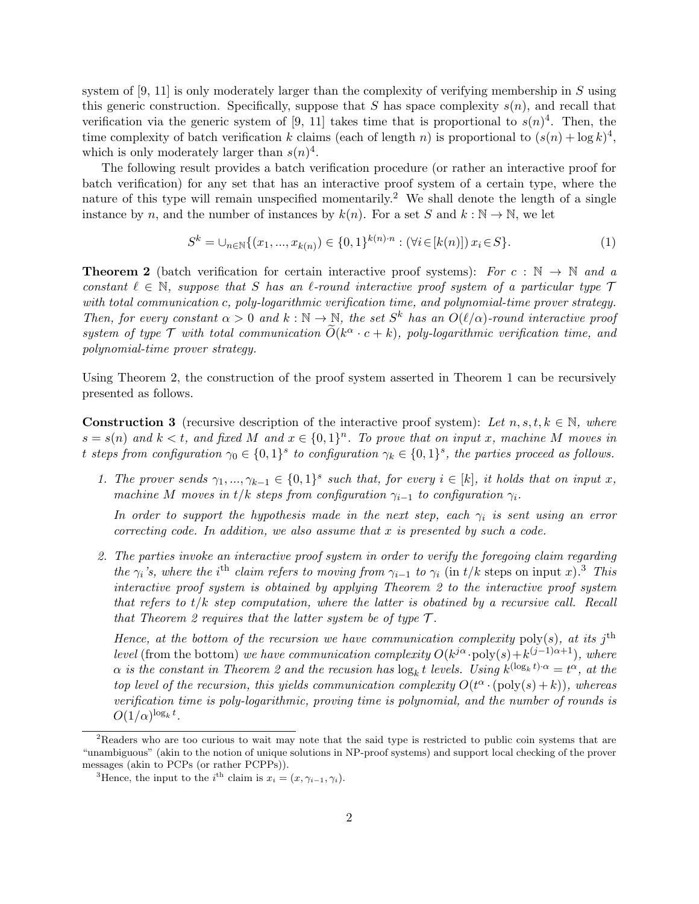system of [9, 11] is only moderately larger than the complexity of verifying membership in $S$ using this generic construction. Specifically, suppose that $S$ has space complexity $s(n)$, and recall that verification via the generic system of [9, 11] takes time that is proportional to $s(n)^4$. Then, the time complexity of batch verification $k$ claims (each of length $n$) is proportional to $(s(n) + \log k)^4$, which is only moderately larger than $s(n)^4$.

The following result provides a batch verification procedure (or rather an interactive proof for batch verification) for any set that has an interactive proof system of a certain type, where the nature of this type will remain unspecified momentarily.[2] We shall denote the length of a single instance by $n$, and the number of instances by $k(n)$. For a set $S$ and $k : \mathbb{N} \to \mathbb{N}$, we let

$$S^k = \cup_{n\in\mathbb{N}}\{(x_1, ..., x_{k(n)}) \in \{0,1\}^{k(n)\cdot n} : (\forall i\in[k(n)])\, x_i \in S\}. \tag{1}$$

**Theorem 2** (batch verification for certain interactive proof systems): *For $c : \mathbb{N} \to \mathbb{N}$ and a constant $\ell \in \mathbb{N}$, suppose that $S$ has an $\ell$-round interactive proof system of a particular type $\mathcal{T}$ with total communication $c$, poly-logarithmic verification time, and polynomial-time prover strategy. Then, for every constant $\alpha > 0$ and $k : \mathbb{N} \to \mathbb{N}$, the set $S^k$ has an $O(\ell/\alpha)$-round interactive proof system of type $\mathcal{T}$ with total communication $\widetilde{O}(k^\alpha \cdot c + k)$, poly-logarithmic verification time, and polynomial-time prover strategy.*

Using Theorem 2, the construction of the proof system asserted in Theorem 1 can be recursively presented as follows.

**Construction 3** (recursive description of the interactive proof system): *Let $n, s, t, k \in \mathbb{N}$, where $s = s(n)$ and $k < t$, and fixed $M$ and $x \in \{0,1\}^n$. To prove that on input $x$, machine $M$ moves in $t$ steps from configuration $\gamma_0 \in \{0,1\}^s$ to configuration $\gamma_k \in \{0,1\}^s$, the parties proceed as follows.*

1. *The prover sends $\gamma_1, ..., \gamma_{k-1} \in \{0,1\}^s$ such that, for every $i \in [k]$, it holds that on input $x$, machine $M$ moves in $t/k$ steps from configuration $\gamma_{i-1}$ to configuration $\gamma_i$.*

   *In order to support the hypothesis made in the next step, each $\gamma_i$ is sent using an error correcting code. In addition, we also assume that $x$ is presented by such a code.*

2. *The parties invoke an interactive proof system in order to verify the foregoing claim regarding the $\gamma_i$'s, where the $i^{\text{th}}$ claim refers to moving from $\gamma_{i-1}$ to $\gamma_i$* (in $t/k$ steps on input $x$).[3] *This interactive proof system is obtained by applying Theorem 2 to the interactive proof system that refers to $t/k$ step computation, where the latter is obatined by a recursive call. Recall that Theorem 2 requires that the latter system be of type $\mathcal{T}$.*

   *Hence, at the bottom of the recursion we have communication complexity* $\text{poly}(s)$, *at its $j^{\text{th}}$ level* (from the bottom) *we have communication complexity $O(k^{j\alpha} \cdot \text{poly}(s) + k^{(j-1)\alpha+1})$, where $\alpha$ is the constant in Theorem 2 and the recusion has $\log_k t$ levels. Using $k^{(\log_k t)\cdot\alpha} = t^\alpha$, at the top level of the recursion, this yields communication complexity $O(t^\alpha \cdot (\text{poly}(s) + k))$, whereas verification time is poly-logarithmic, proving time is polynomial, and the number of rounds is $O(1/\alpha)^{\log_k t}$.*

---

[2] Readers who are too curious to wait may note that the said type is restricted to public coin systems that are "unambiguous" (akin to the notion of unique solutions in NP-proof systems) and support local checking of the prover messages (akin to PCPs (or rather PCPPs)).

[3] Hence, the input to the $i^{\text{th}}$ claim is $x_i = (x, \gamma_{i-1}, \gamma_i)$.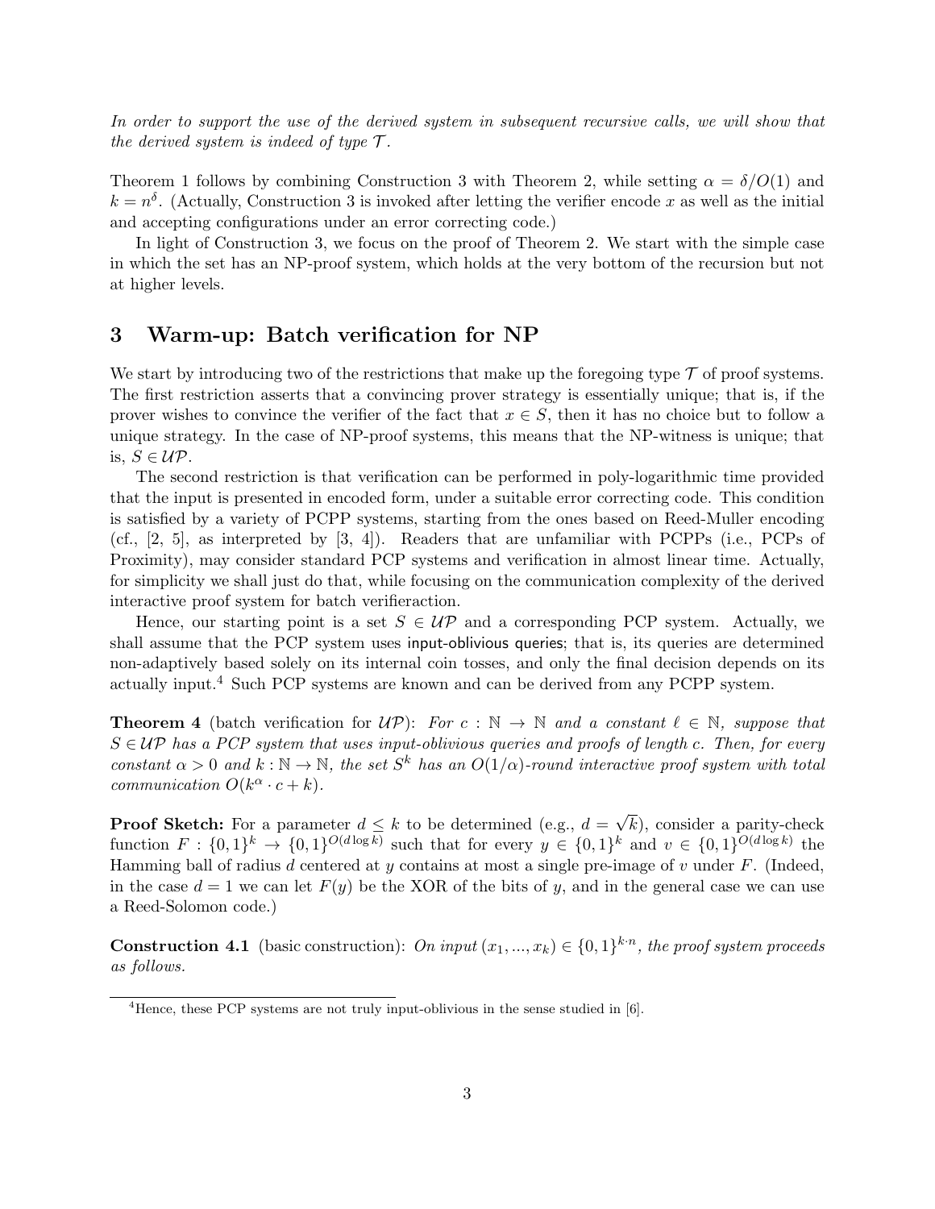*In order to support the use of the derived system in subsequent recursive calls, we will show that the derived system is indeed of type $\mathcal{T}$.*

Theorem 1 follows by combining Construction 3 with Theorem 2, while setting $\alpha = \delta/O(1)$ and $k = n^\delta$. (Actually, Construction 3 is invoked after letting the verifier encode $x$ as well as the initial and accepting configurations under an error correcting code.)

In light of Construction 3, we focus on the proof of Theorem 2. We start with the simple case in which the set has an NP-proof system, which holds at the very bottom of the recursion but not at higher levels.

## 3 Warm-up: Batch verification for NP

We start by introducing two of the restrictions that make up the foregoing type $\mathcal{T}$ of proof systems. The first restriction asserts that a convincing prover strategy is essentially unique; that is, if the prover wishes to convince the verifier of the fact that $x \in S$, then it has no choice but to follow a unique strategy. In the case of NP-proof systems, this means that the NP-witness is unique; that is, $S \in \mathcal{UP}$.

The second restriction is that verification can be performed in poly-logarithmic time provided that the input is presented in encoded form, under a suitable error correcting code. This condition is satisfied by a variety of PCPP systems, starting from the ones based on Reed-Muller encoding (cf., [2, 5], as interpreted by [3, 4]). Readers that are unfamiliar with PCPPs (i.e., PCPs of Proximity), may consider standard PCP systems and verification in almost linear time. Actually, for simplicity we shall just do that, while focusing on the communication complexity of the derived interactive proof system for batch verifieraction.

Hence, our starting point is a set $S \in \mathcal{UP}$ and a corresponding PCP system. Actually, we shall assume that the PCP system uses input-oblivious queries; that is, its queries are determined non-adaptively based solely on its internal coin tosses, and only the final decision depends on its actually input.[4] Such PCP systems are known and can be derived from any PCPP system.

**Theorem 4** (batch verification for $\mathcal{UP}$): *For $c : \mathbb{N} \to \mathbb{N}$ and a constant $\ell \in \mathbb{N}$, suppose that $S \in \mathcal{UP}$ has a PCP system that uses input-oblivious queries and proofs of length $c$. Then, for every constant $\alpha > 0$ and $k : \mathbb{N} \to \mathbb{N}$, the set $S^k$ has an $O(1/\alpha)$-round interactive proof system with total communication $O(k^\alpha \cdot c + k)$.*

**Proof Sketch:** For a parameter $d \leq k$ to be determined (e.g., $d = \sqrt{k}$), consider a parity-check function $F : \{0,1\}^k \to \{0,1\}^{O(d \log k)}$ such that for every $y \in \{0,1\}^k$ and $v \in \{0,1\}^{O(d \log k)}$ the Hamming ball of radius $d$ centered at $y$ contains at most a single pre-image of $v$ under $F$. (Indeed, in the case $d = 1$ we can let $F(y)$ be the XOR of the bits of $y$, and in the general case we can use a Reed-Solomon code.)

**Construction 4.1** (basic construction): *On input $(x_1, ..., x_k) \in \{0,1\}^{k \cdot n}$, the proof system proceeds as follows.*

[4] Hence, these PCP systems are not truly input-oblivious in the sense studied in [6].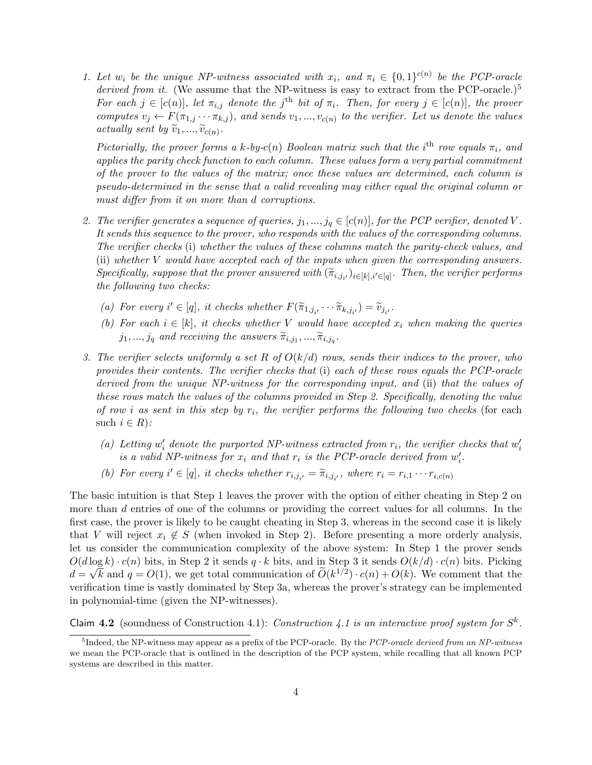1. *Let $w_i$ be the unique NP-witness associated with $x_i$, and $\pi_i \in \{0,1\}^{c(n)}$ be the PCP-oracle derived from it.* (We assume that the NP-witness is easy to extract from the PCP-oracle.)[5] *For each $j \in [c(n)]$, let $\pi_{i,j}$ denote the $j^{\text{th}}$ bit of $\pi_i$. Then, for every $j \in [c(n)]$, the prover computes $v_j \leftarrow F(\pi_{1,j} \cdots \pi_{k,j})$, and sends $v_1, ..., v_{c(n)}$ to the verifier. Let us denote the values actually sent by $\widetilde{v}_1, ..., \widetilde{v}_{c(n)}$.*

   *Pictorially, the prover forms a $k$-by-$c(n)$ Boolean matrix such that the $i^{\text{th}}$ row equals $\pi_i$, and applies the parity check function to each column. These values form a very partial commitment of the prover to the values of the matrix; once these values are determined, each column is pseudo-determined in the sense that a valid revealing may either equal the original column or must differ from it on more than $d$ corruptions.*

2. *The verifier generates a sequence of queries, $j_1, ..., j_q \in [c(n)]$, for the PCP verifier, denoted $V$. It sends this sequence to the prover, who responds with the values of the corresponding columns. The verifier checks* (i) *whether the values of these columns match the parity-check values, and* (ii) *whether $V$ would have accepted each of the inputs when given the corresponding answers. Specifically, suppose that the prover answered with $(\widetilde{\pi}_{i,j_{i'}})_{i\in[k],i'\in[q]}$. Then, the verifier performs the following two checks:*

   (a) *For every $i' \in [q]$, it checks whether $F(\widetilde{\pi}_{1,j_{i'}} \cdots \widetilde{\pi}_{k,j_{i'}}) = \widetilde{v}_{j_{i'}}$.*

   (b) *For each $i \in [k]$, it checks whether $V$ would have accepted $x_i$ when making the queries $j_1, ..., j_q$ and receiving the answers $\widetilde{\pi}_{i,j_1}, ..., \widetilde{\pi}_{i,j_q}$.*

3. *The verifier selects uniformly a set $R$ of $O(k/d)$ rows, sends their indices to the prover, who provides their contents. The verifier checks that* (i) *each of these rows equals the PCP-oracle derived from the unique NP-witness for the corresponding input, and* (ii) *that the values of these rows match the values of the columns provided in Step 2. Specifically, denoting the value of row $i$ as sent in this step by $r_i$, the verifier performs the following two checks* (for each such $i \in R$)*:*

   (a) *Letting $w_i'$ denote the purported NP-witness extracted from $r_i$, the verifier checks that $w_i'$ is a valid NP-witness for $x_i$ and that $r_i$ is the PCP-oracle derived from $w_i'$.*

   (b) *For every $i' \in [q]$, it checks whether $r_{i,j_{i'}} = \widetilde{\pi}_{i,j_{i'}}$, where $r_i = r_{i,1} \cdots r_{i,c(n)}$*

The basic intuition is that Step 1 leaves the prover with the option of either cheating in Step 2 on more than $d$ entries of one of the columns or providing the correct values for all columns. In the first case, the prover is likely to be caught cheating in Step 3, whereas in the second case it is likely that $V$ will reject $x_i \notin S$ (when invoked in Step 2). Before presenting a more orderly analysis, let us consider the communication complexity of the above system: In Step 1 the prover sends $O(d \log k) \cdot c(n)$ bits, in Step 2 it sends $q \cdot k$ bits, and in Step 3 it sends $O(k/d) \cdot c(n)$ bits. Picking $d = \sqrt{k}$ and $q = O(1)$, we get total communication of $\widetilde{O}(k^{1/2}) \cdot c(n) + O(k)$. We comment that the verification time is vastly dominated by Step 3a, whereas the prover's strategy can be implemented in polynomial-time (given the NP-witnesses).

**Claim 4.2** (soundness of Construction 4.1): *Construction 4.1 is an interactive proof system for $S^k$.*

[5] Indeed, the NP-witness may appear as a prefix of the PCP-oracle. By the *PCP-oracle derived from an NP-witness* we mean the PCP-oracle that is outlined in the description of the PCP system, while recalling that all known PCP systems are described in this matter.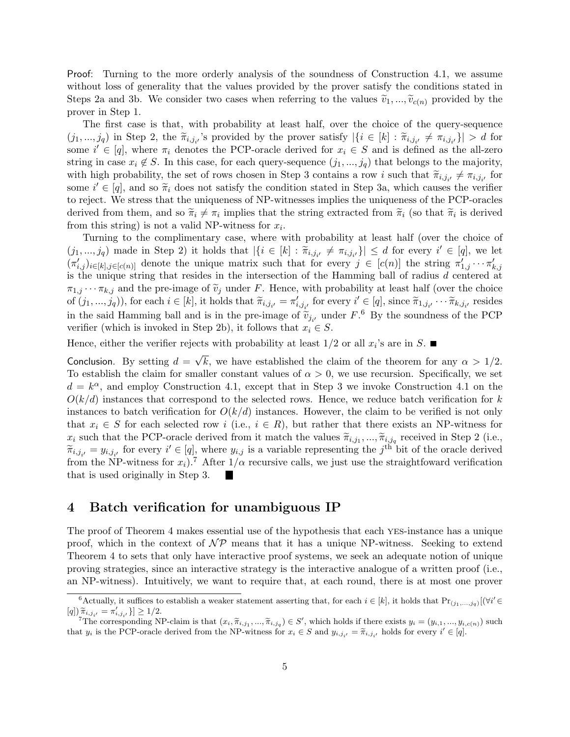Proof: Turning to the more orderly analysis of the soundness of Construction 4.1, we assume without loss of generality that the values provided by the prover satisfy the conditions stated in Steps 2a and 3b. We consider two cases when referring to the values $\widetilde{v}_1, ..., \widetilde{v}_{c(n)}$ provided by the prover in Step 1.

The first case is that, with probability at least half, over the choice of the query-sequence $(j_1, ..., j_q)$ in Step 2, the $\widetilde{\pi}_{i,j_{i'}}$'s provided by the prover satisfy $|\{i \in [k] : \widetilde{\pi}_{i,j_{i'}} \neq \pi_{i,j_{i'}}\}| > d$ for some $i' \in [q]$, where $\pi_i$ denotes the PCP-oracle derived for $x_i \in S$ and is defined as the all-zero string in case $x_i \notin S$. In this case, for each query-sequence $(j_1, ..., j_q)$ that belongs to the majority, with high probability, the set of rows chosen in Step 3 contains a row $i$ such that $\widetilde{\pi}_{i,j_{i'}} \neq \pi_{i,j_{i'}}$ for some $i' \in [q]$, and so $\widetilde{\pi}_i$ does not satisfy the condition stated in Step 3a, which causes the verifier to reject. We stress that the uniqueness of NP-witnesses implies the uniqueness of the PCP-oracles derived from them, and so $\widetilde{\pi}_i \neq \pi_i$ implies that the string extracted from $\widetilde{\pi}_i$ (so that $\widetilde{\pi}_i$ is derived from this string) is not a valid NP-witness for $x_i$.

Turning to the complimentary case, where with probability at least half (over the choice of $(j_1, ..., j_q)$ made in Step 2) it holds that $|\{i \in [k] : \widetilde{\pi}_{i,j_{i'}} \neq \pi_{i,j_{i'}}\}| \leq d$ for every $i' \in [q]$, we let $(\pi'_{i,j})_{i \in [k], j \in [c(n)]}$ denote the unique matrix such that for every $j \in [c(n)]$ the string $\pi'_{1,j} \cdots \pi'_{k,j}$ is the unique string that resides in the intersection of the Hamming ball of radius $d$ centered at $\pi_{1,j} \cdots \pi_{k,j}$ and the pre-image of $\widetilde{v}_j$ under $F$. Hence, with probability at least half (over the choice of $(j_1, ..., j_q)$), for each $i \in [k]$, it holds that $\widetilde{\pi}_{i,j_{i'}} = \pi'_{i,j_{i'}}$ for every $i' \in [q]$, since $\widetilde{\pi}_{1,j_{i'}} \cdots \widetilde{\pi}_{k,j_{i'}}$ resides in the said Hamming ball and is in the pre-image of $\widetilde{v}_{j_{i'}}$ under $F$.[6] By the soundness of the PCP verifier (which is invoked in Step 2b), it follows that $x_i \in S$.

Hence, either the verifier rejects with probability at least $1/2$ or all $x_i$'s are in $S$. ■

Conclusion. By setting $d = \sqrt{k}$, we have established the claim of the theorem for any $\alpha > 1/2$. To establish the claim for smaller constant values of $\alpha > 0$, we use recursion. Specifically, we set $d = k^\alpha$, and employ Construction 4.1, except that in Step 3 we invoke Construction 4.1 on the $O(k/d)$ instances that correspond to the selected rows. Hence, we reduce batch verification for $k$ instances to batch verification for $O(k/d)$ instances. However, the claim to be verified is not only that $x_i \in S$ for each selected row $i$ (i.e., $i \in R$), but rather that there exists an NP-witness for $x_i$ such that the PCP-oracle derived from it match the values $\widetilde{\pi}_{i,j_1}, ..., \widetilde{\pi}_{i,j_q}$ received in Step 2 (i.e., $\widetilde{\pi}_{i,j_{i'}} = y_{i,j_{i'}}$ for every $i' \in [q]$, where $y_{i,j}$ is a variable representing the $j^{\text{th}}$ bit of the oracle derived from the NP-witness for $x_i$).[7] After $1/\alpha$ recursive calls, we just use the straightfoward verification that is used originally in Step 3. ■

## 4 Batch verification for unambiguous IP

The proof of Theorem 4 makes essential use of the hypothesis that each YES-instance has a unique proof, which in the context of $\mathcal{NP}$ means that it has a unique NP-witness. Seeking to extend Theorem 4 to sets that only have interactive proof systems, we seek an adequate notion of unique proving strategies, since an interactive strategy is the interactive analogue of a written proof (i.e., an NP-witness). Intuitively, we want to require that, at each round, there is at most one prover

---

[6] Actually, it suffices to establish a weaker statement asserting that, for each $i \in [k]$, it holds that $\Pr_{(j_1,...,j_q)}[(\forall i' \in [q])\, \widetilde{\pi}_{i,j_{i'}} = \pi'_{i,j_{i'}}\}] \geq 1/2$.

[7] The corresponding NP-claim is that $(x_i, \widetilde{\pi}_{i,j_1}, ..., \widetilde{\pi}_{i,j_q}) \in S'$, which holds if there exists $y_i = (y_{i,1}, ..., y_{i,c(n)})$ such that $y_i$ is the PCP-oracle derived from the NP-witness for $x_i \in S$ and $y_{i,j_{i'}} = \widetilde{\pi}_{i,j_{i'}}$ holds for every $i' \in [q]$.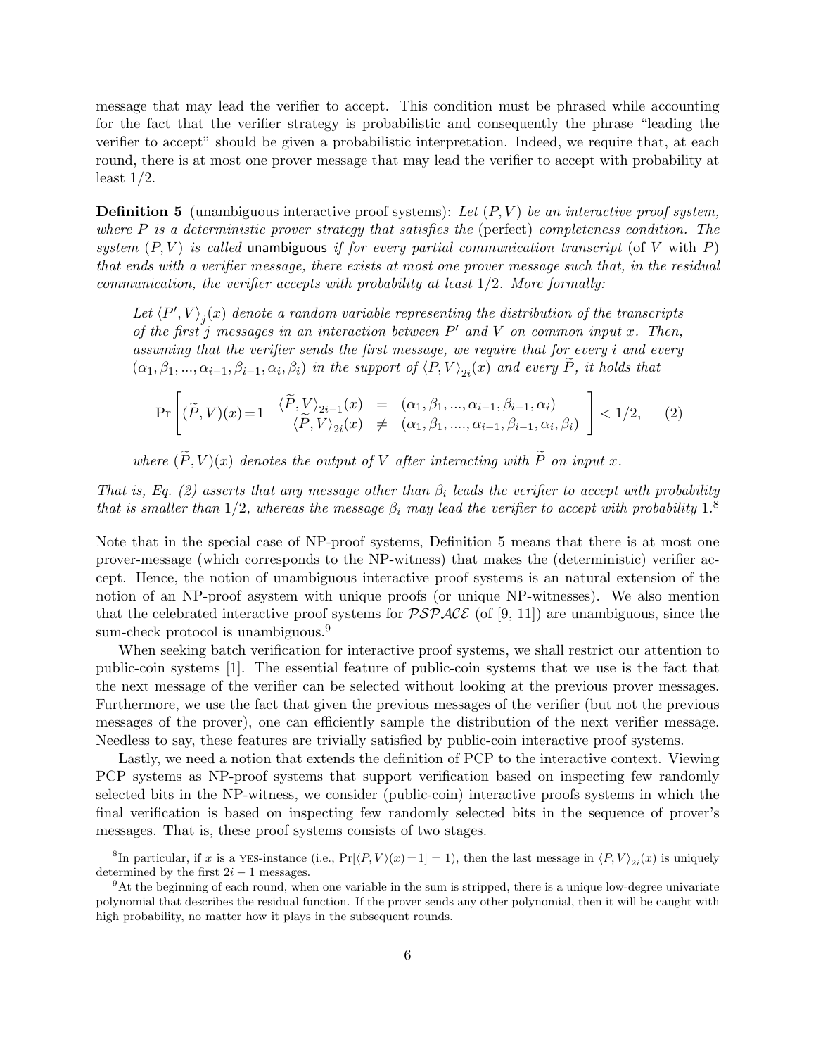message that may lead the verifier to accept. This condition must be phrased while accounting for the fact that the verifier strategy is probabilistic and consequently the phrase "leading the verifier to accept" should be given a probabilistic interpretation. Indeed, we require that, at each round, there is at most one prover message that may lead the verifier to accept with probability at least 1/2.

**Definition 5** (unambiguous interactive proof systems): *Let $(P, V)$ be an interactive proof system, where $P$ is a deterministic prover strategy that satisfies the* (perfect) *completeness condition. The system $(P, V)$ is called* unambiguous *if for every partial communication transcript* (of $V$ with $P$) *that ends with a verifier message, there exists at most one prover message such that, in the residual communication, the verifier accepts with probability at least 1/2. More formally:*

> *Let $\langle P', V\rangle_j(x)$ denote a random variable representing the distribution of the transcripts of the first $j$ messages in an interaction between $P'$ and $V$ on common input $x$. Then, assuming that the verifier sends the first message, we require that for every $i$ and every $(\alpha_1, \beta_1, ..., \alpha_{i-1}, \beta_{i-1}, \alpha_i, \beta_i)$ in the support of $\langle P, V\rangle_{2i}(x)$ and every $\widetilde{P}$, it holds that*
>
> $$\Pr\left[(\widetilde{P}, V)(x)=1 \;\middle|\; \begin{array}{rcl} \langle \widetilde{P}, V\rangle_{2i-1}(x) & = & (\alpha_1, \beta_1, ..., \alpha_{i-1}, \beta_{i-1}, \alpha_i) \\ \langle \widetilde{P}, V\rangle_{2i}(x) & \neq & (\alpha_1, \beta_1, ...., \alpha_{i-1}, \beta_{i-1}, \alpha_i, \beta_i) \end{array}\right] < 1/2, \qquad (2)$$
>
> *where $(\widetilde{P}, V)(x)$ denotes the output of $V$ after interacting with $\widetilde{P}$ on input $x$.*

*That is, Eq. (2) asserts that any message other than $\beta_i$ leads the verifier to accept with probability that is smaller than 1/2, whereas the message $\beta_i$ may lead the verifier to accept with probability 1.*[8]

Note that in the special case of NP-proof systems, Definition 5 means that there is at most one prover-message (which corresponds to the NP-witness) that makes the (deterministic) verifier accept. Hence, the notion of unambiguous interactive proof systems is an natural extension of the notion of an NP-proof asystem with unique proofs (or unique NP-witnesses). We also mention that the celebrated interactive proof systems for $\mathcal{PSPACE}$ (of [9, 11]) are unambiguous, since the sum-check protocol is unambiguous.[9]

When seeking batch verification for interactive proof systems, we shall restrict our attention to public-coin systems [1]. The essential feature of public-coin systems that we use is the fact that the next message of the verifier can be selected without looking at the previous prover messages. Furthermore, we use the fact that given the previous messages of the verifier (but not the previous messages of the prover), one can efficiently sample the distribution of the next verifier message. Needless to say, these features are trivially satisfied by public-coin interactive proof systems.

Lastly, we need a notion that extends the definition of PCP to the interactive context. Viewing PCP systems as NP-proof systems that support verification based on inspecting few randomly selected bits in the NP-witness, we consider (public-coin) interactive proofs systems in which the final verification is based on inspecting few randomly selected bits in the sequence of prover's messages. That is, these proof systems consists of two stages.

---

[8] In particular, if $x$ is a YES-instance (i.e., $\Pr[\langle P, V\rangle(x)=1] = 1$), then the last message in $\langle P, V\rangle_{2i}(x)$ is uniquely determined by the first $2i - 1$ messages.

[9] At the beginning of each round, when one variable in the sum is stripped, there is a unique low-degree univariate polynomial that describes the residual function. If the prover sends any other polynomial, then it will be caught with high probability, no matter how it plays in the subsequent rounds.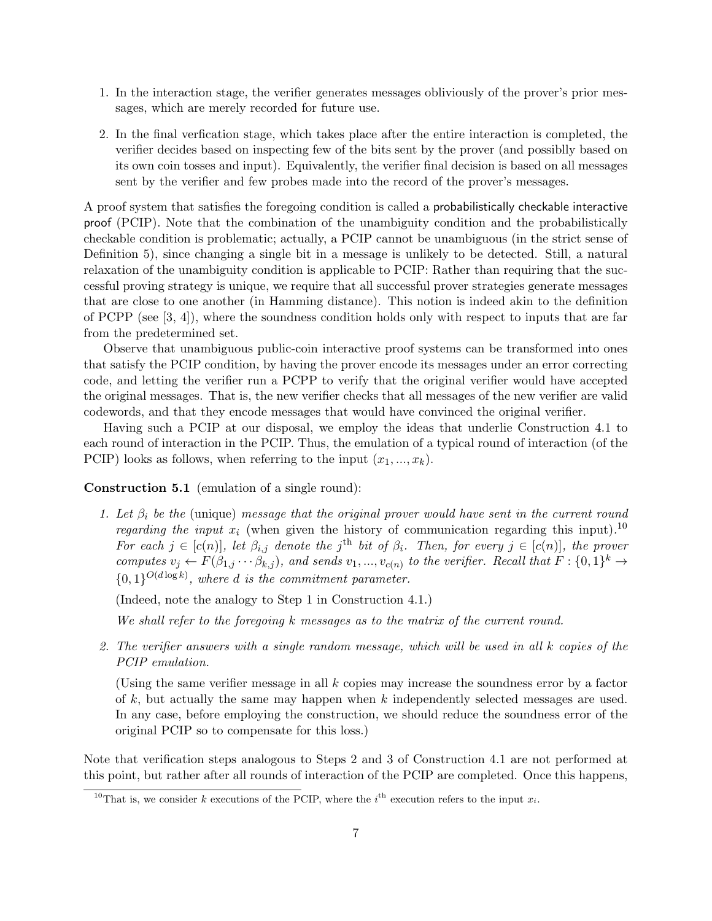1. In the interaction stage, the verifier generates messages obliviously of the prover's prior messages, which are merely recorded for future use.

2. In the final verfication stage, which takes place after the entire interaction is completed, the verifier decides based on inspecting few of the bits sent by the prover (and possiblly based on its own coin tosses and input). Equivalently, the verifier final decision is based on all messages sent by the verifier and few probes made into the record of the prover's messages.

A proof system that satisfies the foregoing condition is called a probabilistically checkable interactive proof (PCIP). Note that the combination of the unambiguity condition and the probabilistically checkable condition is problematic; actually, a PCIP cannot be unambiguous (in the strict sense of Definition 5), since changing a single bit in a message is unlikely to be detected. Still, a natural relaxation of the unambiguity condition is applicable to PCIP: Rather than requiring that the successful proving strategy is unique, we require that all successful prover strategies generate messages that are close to one another (in Hamming distance). This notion is indeed akin to the definition of PCPP (see [3, 4]), where the soundness condition holds only with respect to inputs that are far from the predetermined set.

Observe that unambiguous public-coin interactive proof systems can be transformed into ones that satisfy the PCIP condition, by having the prover encode its messages under an error correcting code, and letting the verifier run a PCPP to verify that the original verifier would have accepted the original messages. That is, the new verifier checks that all messages of the new verifier are valid codewords, and that they encode messages that would have convinced the original verifier.

Having such a PCIP at our disposal, we employ the ideas that underlie Construction 4.1 to each round of interaction in the PCIP. Thus, the emulation of a typical round of interaction (of the PCIP) looks as follows, when referring to the input $(x_1, ..., x_k)$.

**Construction 5.1** (emulation of a single round):

1. *Let $\beta_i$ be the* (unique) *message that the original prover would have sent in the current round regarding the input $x_i$ (when given the history of communication regarding this input).*[10] *For each $j \in [c(n)]$, let $\beta_{i,j}$ denote the $j^{\text{th}}$ bit of $\beta_i$. Then, for every $j \in [c(n)]$, the prover computes $v_j \leftarrow F(\beta_{1,j} \cdots \beta_{k,j})$, and sends $v_1, ..., v_{c(n)}$ to the verifier. Recall that $F : \{0,1\}^k \rightarrow \{0,1\}^{O(d \log k)}$, where $d$ is the commitment parameter.*

   (Indeed, note the analogy to Step 1 in Construction 4.1.)

   *We shall refer to the foregoing $k$ messages as to the matrix of the current round.*

2. *The verifier answers with a single random message, which will be used in all $k$ copies of the PCIP emulation.*

   (Using the same verifier message in all $k$ copies may increase the soundness error by a factor of $k$, but actually the same may happen when $k$ independently selected messages are used. In any case, before employing the construction, we should reduce the soundness error of the original PCIP so to compensate for this loss.)

Note that verification steps analogous to Steps 2 and 3 of Construction 4.1 are not performed at this point, but rather after all rounds of interaction of the PCIP are completed. Once this happens,

[10] That is, we consider $k$ executions of the PCIP, where the $i^{\text{th}}$ execution refers to the input $x_i$.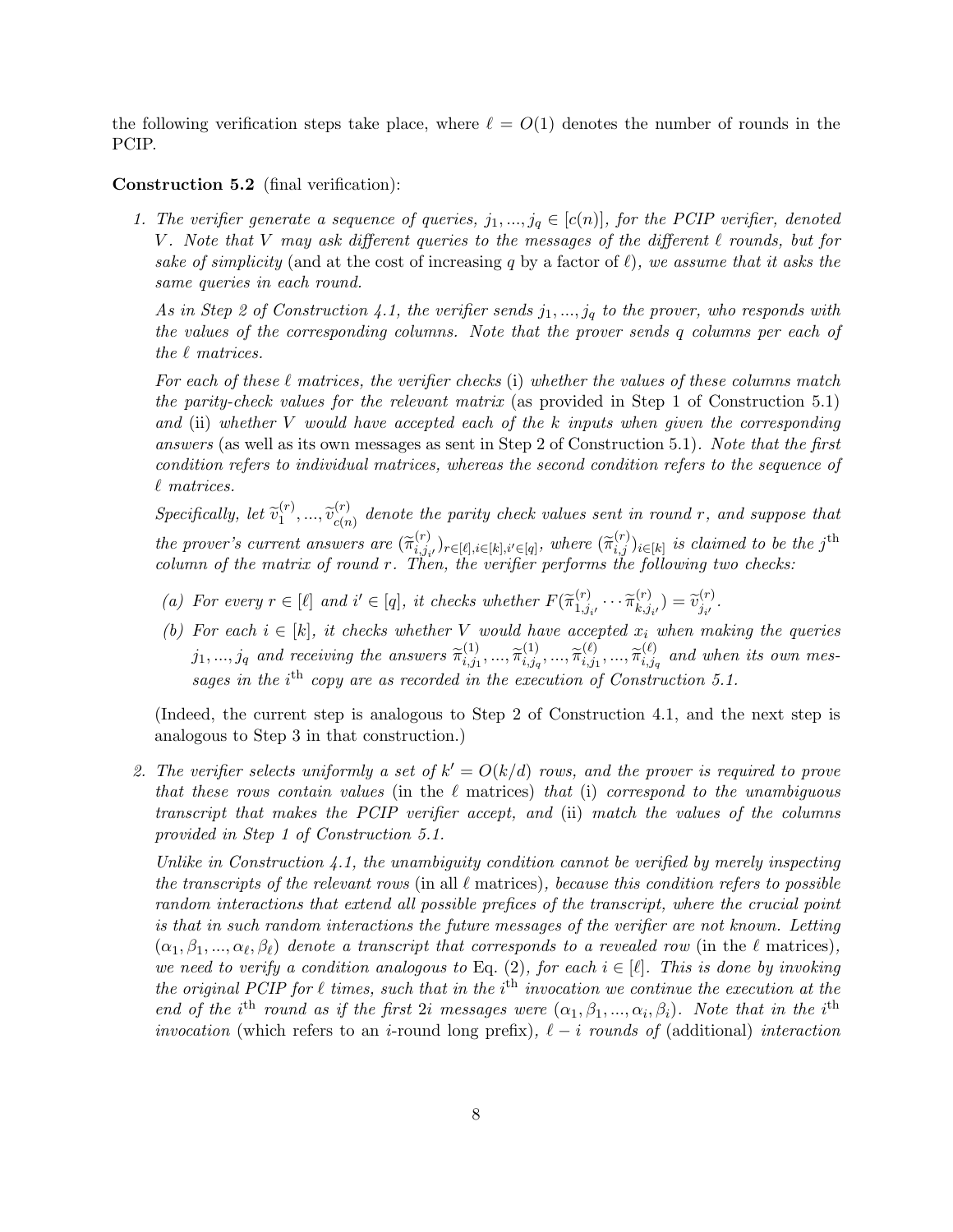the following verification steps take place, where $\ell = O(1)$ denotes the number of rounds in the PCIP.

**Construction 5.2** (final verification):

1. *The verifier generate a sequence of queries, $j_1, ..., j_q \in [c(n)]$, for the PCIP verifier, denoted $V$. Note that $V$ may ask different queries to the messages of the different $\ell$ rounds, but for sake of simplicity* (and at the cost of increasing $q$ by a factor of $\ell$), *we assume that it asks the same queries in each round.*

   *As in Step 2 of Construction 4.1, the verifier sends $j_1, ..., j_q$ to the prover, who responds with the values of the corresponding columns. Note that the prover sends $q$ columns per each of the $\ell$ matrices.*

   *For each of these $\ell$ matrices, the verifier checks* (i) *whether the values of these columns match the parity-check values for the relevant matrix* (as provided in Step 1 of Construction 5.1) *and* (ii) *whether $V$ would have accepted each of the $k$ inputs when given the corresponding answers* (as well as its own messages as sent in Step 2 of Construction 5.1). *Note that the first condition refers to individual matrices, whereas the second condition refers to the sequence of $\ell$ matrices.*

   *Specifically, let $\widetilde{v}_1^{(r)}, ..., \widetilde{v}_{c(n)}^{(r)}$ denote the parity check values sent in round $r$, and suppose that the prover's current answers are $(\widetilde{\pi}_{i,j_{i'}}^{(r)})_{r \in [\ell], i \in [k], i' \in [q]}$, where $(\widetilde{\pi}_{i,j}^{(r)})_{i \in [k]}$ is claimed to be the $j^{\text{th}}$ column of the matrix of round $r$. Then, the verifier performs the following two checks:*

   *(a) For every $r \in [\ell]$ and $i' \in [q]$, it checks whether $F(\widetilde{\pi}_{1,j_{i'}}^{(r)} \cdots \widetilde{\pi}_{k,j_{i'}}^{(r)}) = \widetilde{v}_{j_{i'}}^{(r)}$.*

   *(b) For each $i \in [k]$, it checks whether $V$ would have accepted $x_i$ when making the queries $j_1, ..., j_q$ and receiving the answers $\widetilde{\pi}_{i,j_1}^{(1)}, ..., \widetilde{\pi}_{i,j_q}^{(1)}, ..., \widetilde{\pi}_{i,j_1}^{(\ell)}, ..., \widetilde{\pi}_{i,j_q}^{(\ell)}$ and when its own messages in the $i^{\text{th}}$ copy are as recorded in the execution of Construction 5.1.*

   (Indeed, the current step is analogous to Step 2 of Construction 4.1, and the next step is analogous to Step 3 in that construction.)

2. *The verifier selects uniformly a set of $k' = O(k/d)$ rows, and the prover is required to prove that these rows contain values* (in the $\ell$ matrices) *that* (i) *correspond to the unambiguous transcript that makes the PCIP verifier accept, and* (ii) *match the values of the columns provided in Step 1 of Construction 5.1.*

   *Unlike in Construction 4.1, the unambiguity condition cannot be verified by merely inspecting the transcripts of the relevant rows* (in all $\ell$ matrices), *because this condition refers to possible random interactions that extend all possible prefices of the transcript, where the crucial point is that in such random interactions the future messages of the verifier are not known. Letting $(\alpha_1, \beta_1, ..., \alpha_\ell, \beta_\ell)$ denote a transcript that corresponds to a revealed row* (in the $\ell$ matrices), *we need to verify a condition analogous to* Eq. (2), *for each $i \in [\ell]$. This is done by invoking the original PCIP for $\ell$ times, such that in the $i^{\text{th}}$ invocation we continue the execution at the end of the $i^{\text{th}}$ round as if the first $2i$ messages were $(\alpha_1, \beta_1, ..., \alpha_i, \beta_i)$. Note that in the $i^{\text{th}}$ invocation* (which refers to an $i$-round long prefix), *$\ell - i$ rounds of* (additional) *interaction*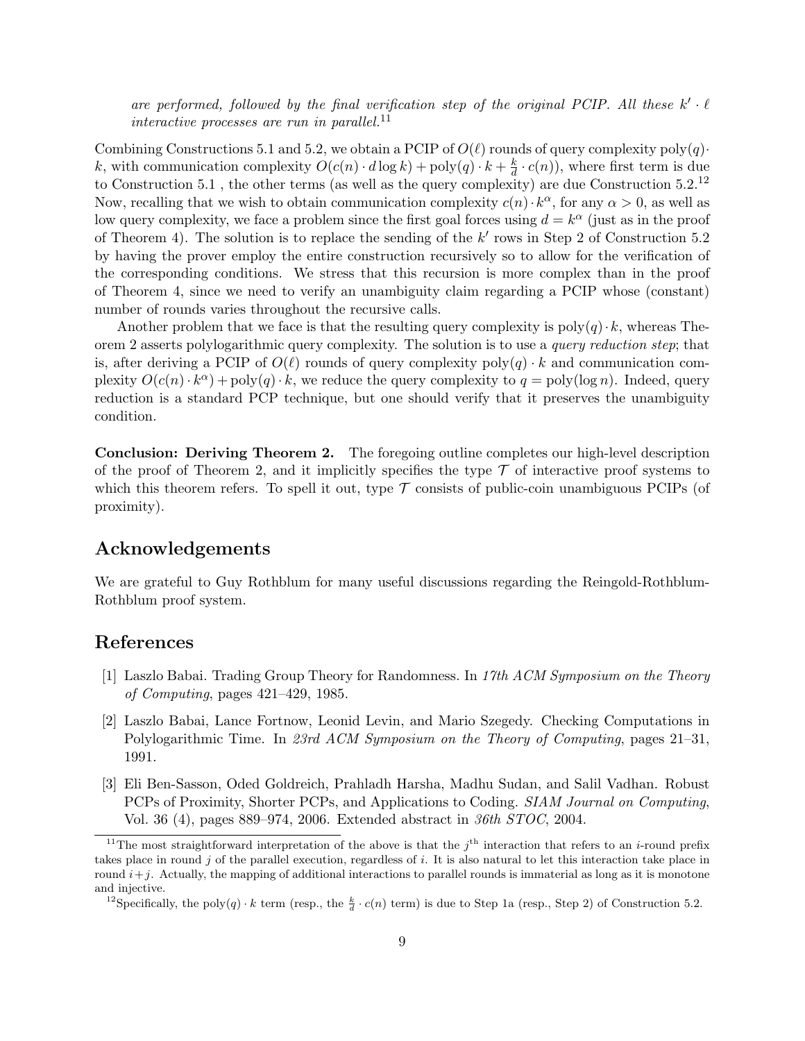*are performed, followed by the final verification step of the original PCIP. All these $k' \cdot \ell$ interactive processes are run in parallel.*[11]

Combining Constructions 5.1 and 5.2, we obtain a PCIP of $O(\ell)$ rounds of query complexity $\text{poly}(q) \cdot k$, with communication complexity $O(c(n) \cdot d \log k) + \text{poly}(q) \cdot k + \frac{k}{d} \cdot c(n))$, where first term is due to Construction 5.1 , the other terms (as well as the query complexity) are due Construction 5.2.[12] Now, recalling that we wish to obtain communication complexity $c(n) \cdot k^{\alpha}$, for any $\alpha > 0$, as well as low query complexity, we face a problem since the first goal forces using $d = k^{\alpha}$ (just as in the proof of Theorem 4). The solution is to replace the sending of the $k'$ rows in Step 2 of Construction 5.2 by having the prover employ the entire construction recursively so to allow for the verification of the corresponding conditions. We stress that this recursion is more complex than in the proof of Theorem 4, since we need to verify an unambiguity claim regarding a PCIP whose (constant) number of rounds varies throughout the recursive calls.

Another problem that we face is that the resulting query complexity is $\text{poly}(q) \cdot k$, whereas Theorem 2 asserts polylogarithmic query complexity. The solution is to use a *query reduction step*; that is, after deriving a PCIP of $O(\ell)$ rounds of query complexity $\text{poly}(q) \cdot k$ and communication complexity $O(c(n) \cdot k^{\alpha}) + \text{poly}(q) \cdot k$, we reduce the query complexity to $q = \text{poly}(\log n)$. Indeed, query reduction is a standard PCP technique, but one should verify that it preserves the unambiguity condition.

**Conclusion: Deriving Theorem 2.** The foregoing outline completes our high-level description of the proof of Theorem 2, and it implicitly specifies the type $\mathcal{T}$ of interactive proof systems to which this theorem refers. To spell it out, type $\mathcal{T}$ consists of public-coin unambiguous PCIPs (of proximity).

## Acknowledgements

We are grateful to Guy Rothblum for many useful discussions regarding the Reingold-Rothblum-Rothblum proof system.

## References

[1] Laszlo Babai. Trading Group Theory for Randomness. In *17th ACM Symposium on the Theory of Computing*, pages 421–429, 1985.

[2] Laszlo Babai, Lance Fortnow, Leonid Levin, and Mario Szegedy. Checking Computations in Polylogarithmic Time. In *23rd ACM Symposium on the Theory of Computing*, pages 21–31, 1991.

[3] Eli Ben-Sasson, Oded Goldreich, Prahladh Harsha, Madhu Sudan, and Salil Vadhan. Robust PCPs of Proximity, Shorter PCPs, and Applications to Coding. *SIAM Journal on Computing*, Vol. 36 (4), pages 889–974, 2006. Extended abstract in *36th STOC*, 2004.

---

[11] The most straightforward interpretation of the above is that the $j^{\text{th}}$ interaction that refers to an $i$-round prefix takes place in round $j$ of the parallel execution, regardless of $i$. It is also natural to let this interaction take place in round $i+j$. Actually, the mapping of additional interactions to parallel rounds is immaterial as long as it is monotone and injective.

[12] Specifically, the $\text{poly}(q) \cdot k$ term (resp., the $\frac{k}{d} \cdot c(n)$ term) is due to Step 1a (resp., Step 2) of Construction 5.2.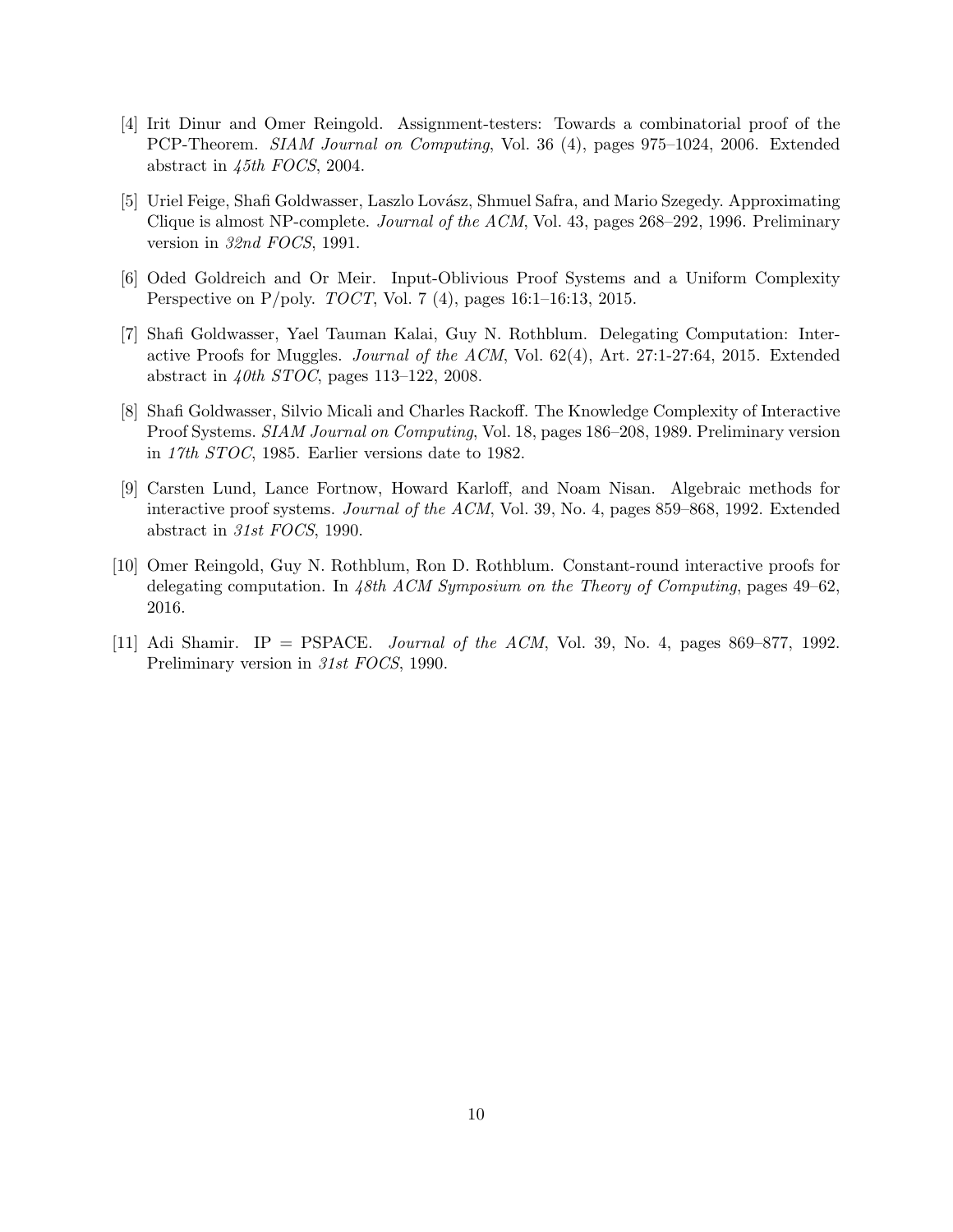[4] Irit Dinur and Omer Reingold. Assignment-testers: Towards a combinatorial proof of the PCP-Theorem. *SIAM Journal on Computing*, Vol. 36 (4), pages 975–1024, 2006. Extended abstract in *45th FOCS*, 2004.

[5] Uriel Feige, Shafi Goldwasser, Laszlo Lovász, Shmuel Safra, and Mario Szegedy. Approximating Clique is almost NP-complete. *Journal of the ACM*, Vol. 43, pages 268–292, 1996. Preliminary version in *32nd FOCS*, 1991.

[6] Oded Goldreich and Or Meir. Input-Oblivious Proof Systems and a Uniform Complexity Perspective on P/poly. *TOCT*, Vol. 7 (4), pages 16:1–16:13, 2015.

[7] Shafi Goldwasser, Yael Tauman Kalai, Guy N. Rothblum. Delegating Computation: Interactive Proofs for Muggles. *Journal of the ACM*, Vol. 62(4), Art. 27:1-27:64, 2015. Extended abstract in *40th STOC*, pages 113–122, 2008.

[8] Shafi Goldwasser, Silvio Micali and Charles Rackoff. The Knowledge Complexity of Interactive Proof Systems. *SIAM Journal on Computing*, Vol. 18, pages 186–208, 1989. Preliminary version in *17th STOC*, 1985. Earlier versions date to 1982.

[9] Carsten Lund, Lance Fortnow, Howard Karloff, and Noam Nisan. Algebraic methods for interactive proof systems. *Journal of the ACM*, Vol. 39, No. 4, pages 859–868, 1992. Extended abstract in *31st FOCS*, 1990.

[10] Omer Reingold, Guy N. Rothblum, Ron D. Rothblum. Constant-round interactive proofs for delegating computation. In *48th ACM Symposium on the Theory of Computing*, pages 49–62, 2016.

[11] Adi Shamir. IP = PSPACE. *Journal of the ACM*, Vol. 39, No. 4, pages 869–877, 1992. Preliminary version in *31st FOCS*, 1990.